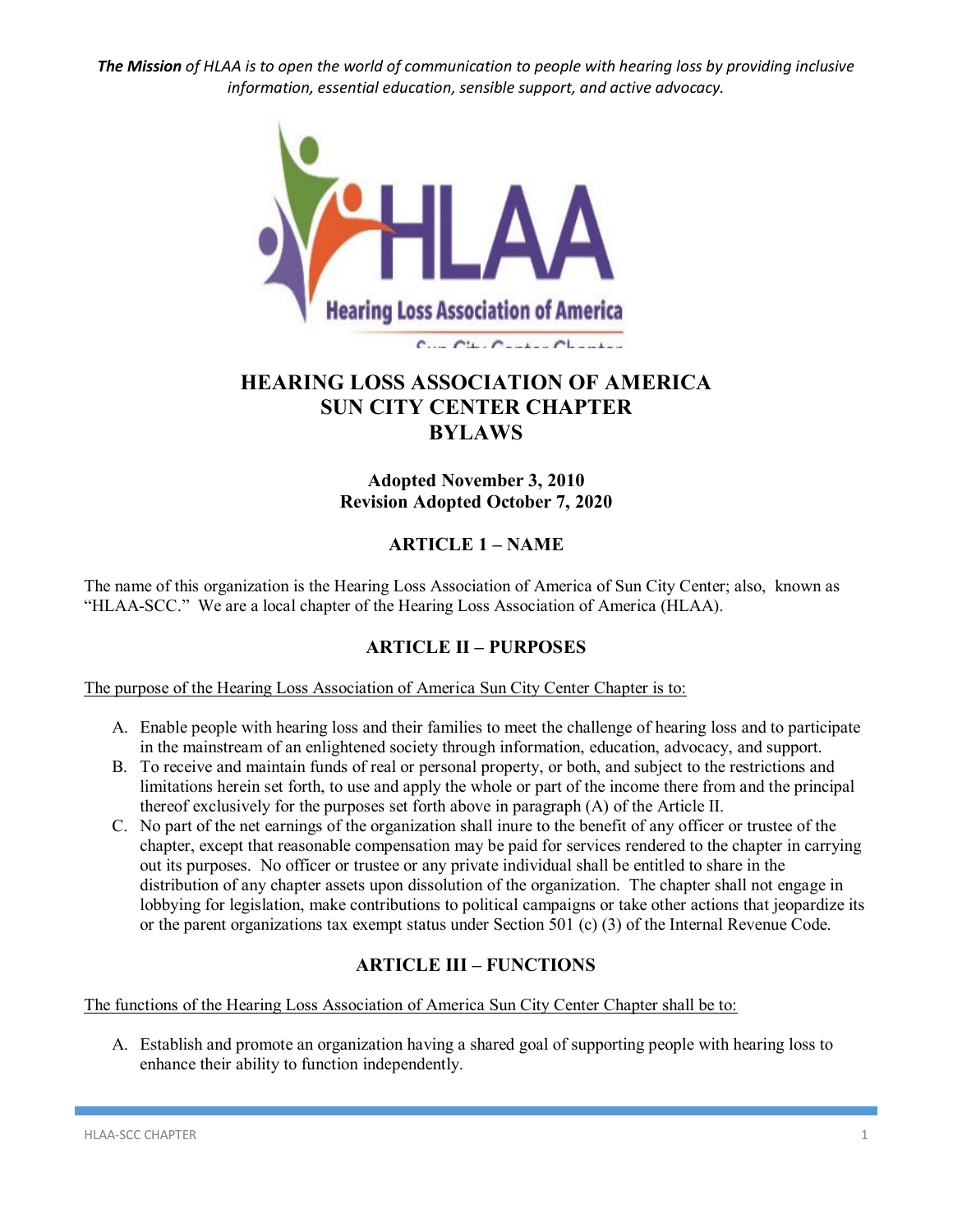***The Mission*** *of HLAA is to open the world of communication to people with hearing loss by providing inclusive information, essential education, sensible support, and active advocacy.*

# HEARING LOSS ASSOCIATION OF AMERICA
# SUN CITY CENTER CHAPTER
# BYLAWS

**Adopted November 3, 2010**
**Revision Adopted October 7, 2020**

## ARTICLE 1 – NAME

The name of this organization is the Hearing Loss Association of America of Sun City Center; also, known as "HLAA-SCC." We are a local chapter of the Hearing Loss Association of America (HLAA).

## ARTICLE II – PURPOSES

The purpose of the Hearing Loss Association of America Sun City Center Chapter is to:

A. Enable people with hearing loss and their families to meet the challenge of hearing loss and to participate in the mainstream of an enlightened society through information, education, advocacy, and support.
B. To receive and maintain funds of real or personal property, or both, and subject to the restrictions and limitations herein set forth, to use and apply the whole or part of the income there from and the principal thereof exclusively for the purposes set forth above in paragraph (A) of the Article II.
C. No part of the net earnings of the organization shall inure to the benefit of any officer or trustee of the chapter, except that reasonable compensation may be paid for services rendered to the chapter in carrying out its purposes. No officer or trustee or any private individual shall be entitled to share in the distribution of any chapter assets upon dissolution of the organization. The chapter shall not engage in lobbying for legislation, make contributions to political campaigns or take other actions that jeopardize its or the parent organizations tax exempt status under Section 501 (c) (3) of the Internal Revenue Code.

## ARTICLE III – FUNCTIONS

The functions of the Hearing Loss Association of America Sun City Center Chapter shall be to:

A. Establish and promote an organization having a shared goal of supporting people with hearing loss to enhance their ability to function independently.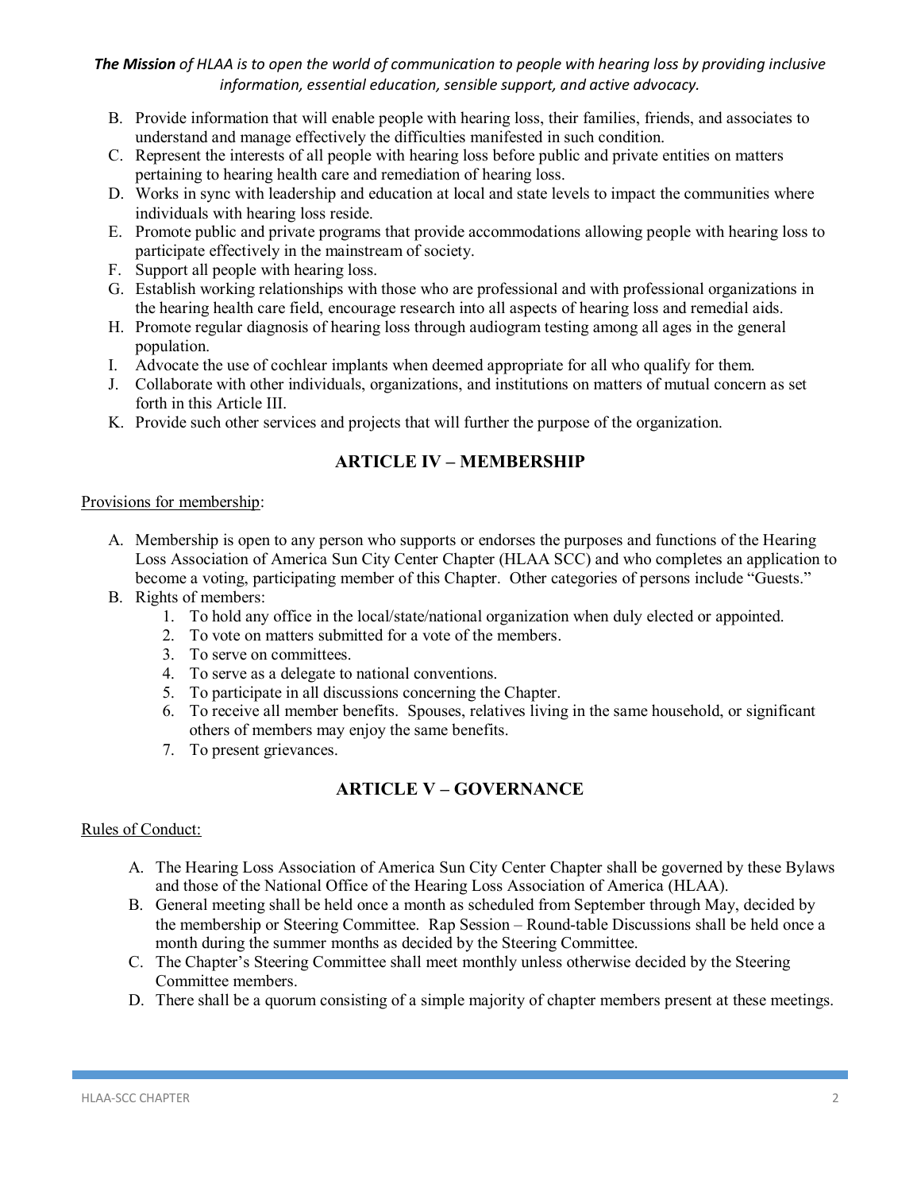***The Mission** of HLAA is to open the world of communication to people with hearing loss by providing inclusive information, essential education, sensible support, and active advocacy.*

B. Provide information that will enable people with hearing loss, their families, friends, and associates to understand and manage effectively the difficulties manifested in such condition.
C. Represent the interests of all people with hearing loss before public and private entities on matters pertaining to hearing health care and remediation of hearing loss.
D. Works in sync with leadership and education at local and state levels to impact the communities where individuals with hearing loss reside.
E. Promote public and private programs that provide accommodations allowing people with hearing loss to participate effectively in the mainstream of society.
F. Support all people with hearing loss.
G. Establish working relationships with those who are professional and with professional organizations in the hearing health care field, encourage research into all aspects of hearing loss and remedial aids.
H. Promote regular diagnosis of hearing loss through audiogram testing among all ages in the general population.
I. Advocate the use of cochlear implants when deemed appropriate for all who qualify for them.
J. Collaborate with other individuals, organizations, and institutions on matters of mutual concern as set forth in this Article III.
K. Provide such other services and projects that will further the purpose of the organization.

## ARTICLE IV – MEMBERSHIP

<u>Provisions for membership</u>:

A. Membership is open to any person who supports or endorses the purposes and functions of the Hearing Loss Association of America Sun City Center Chapter (HLAA SCC) and who completes an application to become a voting, participating member of this Chapter. Other categories of persons include "Guests."
B. Rights of members:
   1. To hold any office in the local/state/national organization when duly elected or appointed.
   2. To vote on matters submitted for a vote of the members.
   3. To serve on committees.
   4. To serve as a delegate to national conventions.
   5. To participate in all discussions concerning the Chapter.
   6. To receive all member benefits. Spouses, relatives living in the same household, or significant others of members may enjoy the same benefits.
   7. To present grievances.

## ARTICLE V – GOVERNANCE

<u>Rules of Conduct:</u>

A. The Hearing Loss Association of America Sun City Center Chapter shall be governed by these Bylaws and those of the National Office of the Hearing Loss Association of America (HLAA).
B. General meeting shall be held once a month as scheduled from September through May, decided by the membership or Steering Committee. Rap Session – Round-table Discussions shall be held once a month during the summer months as decided by the Steering Committee.
C. The Chapter's Steering Committee shall meet monthly unless otherwise decided by the Steering Committee members.
D. There shall be a quorum consisting of a simple majority of chapter members present at these meetings.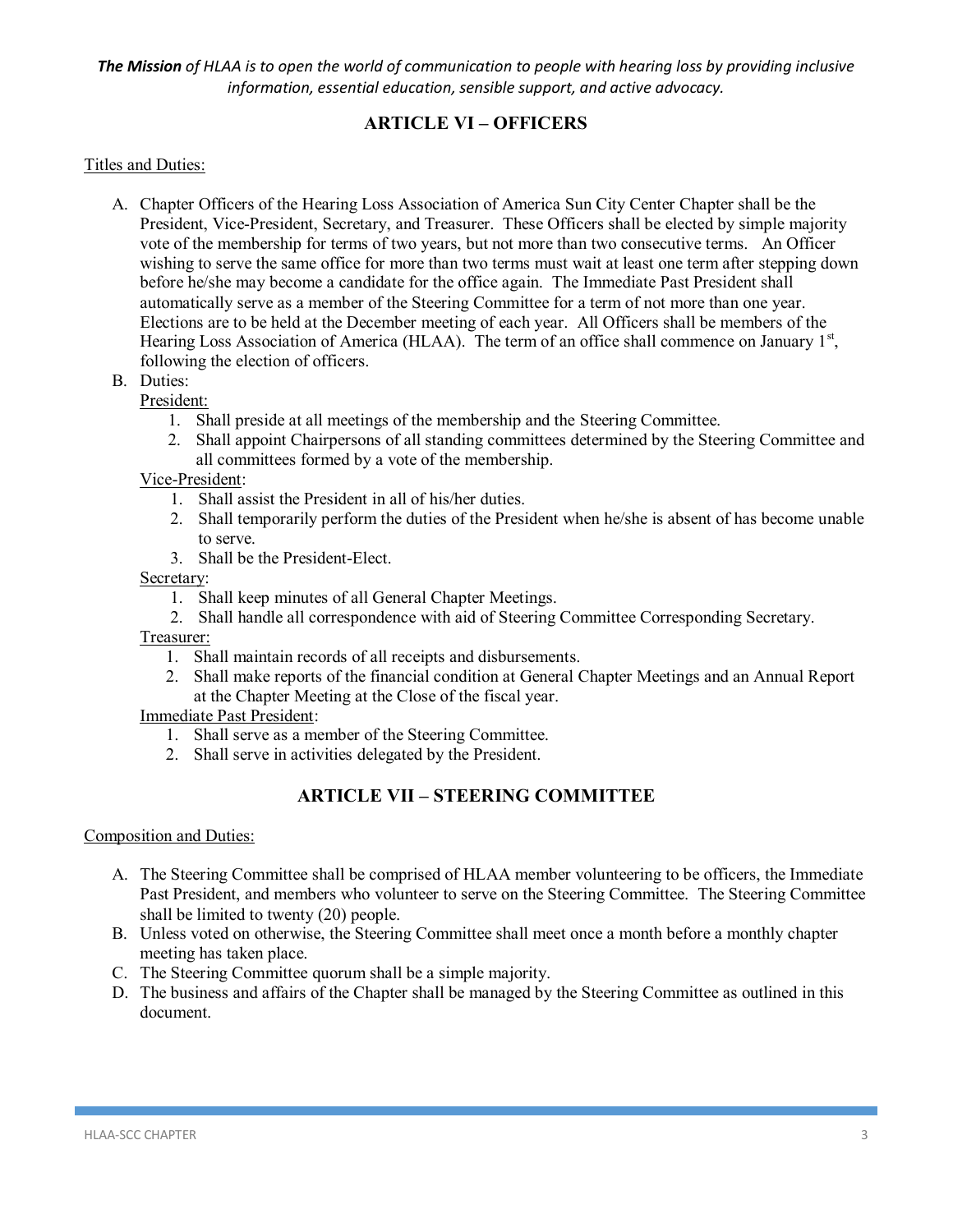***The Mission*** *of HLAA is to open the world of communication to people with hearing loss by providing inclusive information, essential education, sensible support, and active advocacy.*

## ARTICLE VI – OFFICERS

Titles and Duties:

A. Chapter Officers of the Hearing Loss Association of America Sun City Center Chapter shall be the President, Vice-President, Secretary, and Treasurer. These Officers shall be elected by simple majority vote of the membership for terms of two years, but not more than two consecutive terms. An Officer wishing to serve the same office for more than two terms must wait at least one term after stepping down before he/she may become a candidate for the office again. The Immediate Past President shall automatically serve as a member of the Steering Committee for a term of not more than one year. Elections are to be held at the December meeting of each year. All Officers shall be members of the Hearing Loss Association of America (HLAA). The term of an office shall commence on January 1st, following the election of officers.
B. Duties:

   President:
   1. Shall preside at all meetings of the membership and the Steering Committee.
   2. Shall appoint Chairpersons of all standing committees determined by the Steering Committee and all committees formed by a vote of the membership.

   Vice-President:
   1. Shall assist the President in all of his/her duties.
   2. Shall temporarily perform the duties of the President when he/she is absent of has become unable to serve.
   3. Shall be the President-Elect.

   Secretary:
   1. Shall keep minutes of all General Chapter Meetings.
   2. Shall handle all correspondence with aid of Steering Committee Corresponding Secretary.

   Treasurer:
   1. Shall maintain records of all receipts and disbursements.
   2. Shall make reports of the financial condition at General Chapter Meetings and an Annual Report at the Chapter Meeting at the Close of the fiscal year.

   Immediate Past President:
   1. Shall serve as a member of the Steering Committee.
   2. Shall serve in activities delegated by the President.

## ARTICLE VII – STEERING COMMITTEE

Composition and Duties:

A. The Steering Committee shall be comprised of HLAA member volunteering to be officers, the Immediate Past President, and members who volunteer to serve on the Steering Committee. The Steering Committee shall be limited to twenty (20) people.
B. Unless voted on otherwise, the Steering Committee shall meet once a month before a monthly chapter meeting has taken place.
C. The Steering Committee quorum shall be a simple majority.
D. The business and affairs of the Chapter shall be managed by the Steering Committee as outlined in this document.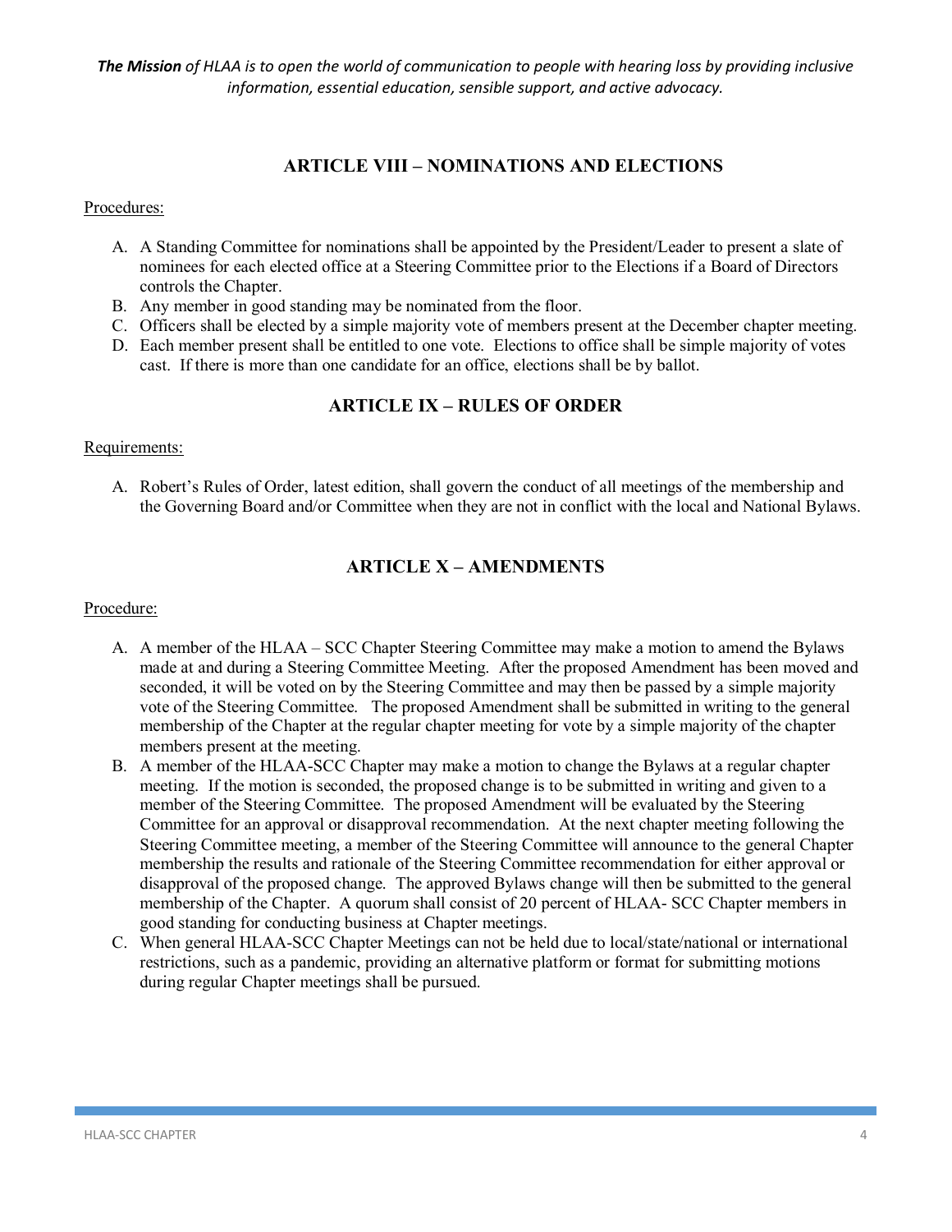*__The Mission__ of HLAA is to open the world of communication to people with hearing loss by providing inclusive information, essential education, sensible support, and active advocacy.*

## ARTICLE VIII – NOMINATIONS AND ELECTIONS

Procedures:

A. A Standing Committee for nominations shall be appointed by the President/Leader to present a slate of nominees for each elected office at a Steering Committee prior to the Elections if a Board of Directors controls the Chapter.
B. Any member in good standing may be nominated from the floor.
C. Officers shall be elected by a simple majority vote of members present at the December chapter meeting.
D. Each member present shall be entitled to one vote. Elections to office shall be simple majority of votes cast. If there is more than one candidate for an office, elections shall be by ballot.

## ARTICLE IX – RULES OF ORDER

Requirements:

A. Robert's Rules of Order, latest edition, shall govern the conduct of all meetings of the membership and the Governing Board and/or Committee when they are not in conflict with the local and National Bylaws.

## ARTICLE X – AMENDMENTS

Procedure:

A. A member of the HLAA – SCC Chapter Steering Committee may make a motion to amend the Bylaws made at and during a Steering Committee Meeting. After the proposed Amendment has been moved and seconded, it will be voted on by the Steering Committee and may then be passed by a simple majority vote of the Steering Committee. The proposed Amendment shall be submitted in writing to the general membership of the Chapter at the regular chapter meeting for vote by a simple majority of the chapter members present at the meeting.
B. A member of the HLAA-SCC Chapter may make a motion to change the Bylaws at a regular chapter meeting. If the motion is seconded, the proposed change is to be submitted in writing and given to a member of the Steering Committee. The proposed Amendment will be evaluated by the Steering Committee for an approval or disapproval recommendation. At the next chapter meeting following the Steering Committee meeting, a member of the Steering Committee will announce to the general Chapter membership the results and rationale of the Steering Committee recommendation for either approval or disapproval of the proposed change. The approved Bylaws change will then be submitted to the general membership of the Chapter. A quorum shall consist of 20 percent of HLAA- SCC Chapter members in good standing for conducting business at Chapter meetings.
C. When general HLAA-SCC Chapter Meetings can not be held due to local/state/national or international restrictions, such as a pandemic, providing an alternative platform or format for submitting motions during regular Chapter meetings shall be pursued.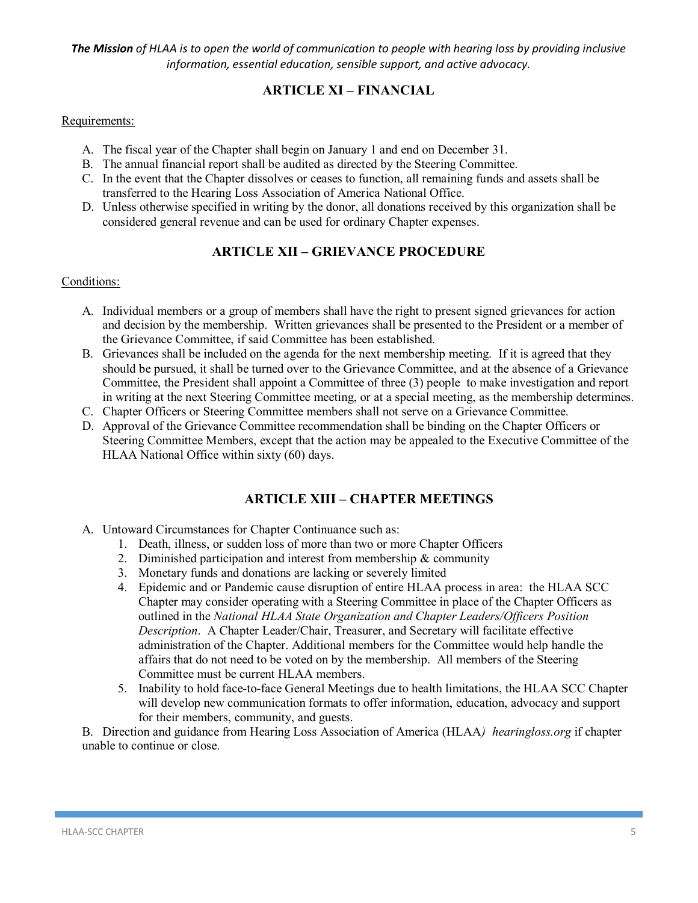***The Mission*** *of HLAA is to open the world of communication to people with hearing loss by providing inclusive information, essential education, sensible support, and active advocacy.*

## ARTICLE XI – FINANCIAL

Requirements:

A. The fiscal year of the Chapter shall begin on January 1 and end on December 31.
B. The annual financial report shall be audited as directed by the Steering Committee.
C. In the event that the Chapter dissolves or ceases to function, all remaining funds and assets shall be transferred to the Hearing Loss Association of America National Office.
D. Unless otherwise specified in writing by the donor, all donations received by this organization shall be considered general revenue and can be used for ordinary Chapter expenses.

## ARTICLE XII – GRIEVANCE PROCEDURE

Conditions:

A. Individual members or a group of members shall have the right to present signed grievances for action and decision by the membership. Written grievances shall be presented to the President or a member of the Grievance Committee, if said Committee has been established.
B. Grievances shall be included on the agenda for the next membership meeting. If it is agreed that they should be pursued, it shall be turned over to the Grievance Committee, and at the absence of a Grievance Committee, the President shall appoint a Committee of three (3) people to make investigation and report in writing at the next Steering Committee meeting, or at a special meeting, as the membership determines.
C. Chapter Officers or Steering Committee members shall not serve on a Grievance Committee.
D. Approval of the Grievance Committee recommendation shall be binding on the Chapter Officers or Steering Committee Members, except that the action may be appealed to the Executive Committee of the HLAA National Office within sixty (60) days.

## ARTICLE XIII – CHAPTER MEETINGS

A. Untoward Circumstances for Chapter Continuance such as:
   1. Death, illness, or sudden loss of more than two or more Chapter Officers
   2. Diminished participation and interest from membership & community
   3. Monetary funds and donations are lacking or severely limited
   4. Epidemic and or Pandemic cause disruption of entire HLAA process in area: the HLAA SCC Chapter may consider operating with a Steering Committee in place of the Chapter Officers as outlined in the *National HLAA State Organization and Chapter Leaders/Officers Position Description*. A Chapter Leader/Chair, Treasurer, and Secretary will facilitate effective administration of the Chapter. Additional members for the Committee would help handle the affairs that do not need to be voted on by the membership. All members of the Steering Committee must be current HLAA members.
   5. Inability to hold face-to-face General Meetings due to health limitations, the HLAA SCC Chapter will develop new communication formats to offer information, education, advocacy and support for their members, community, and guests.

B. Direction and guidance from Hearing Loss Association of America (HLAA*) hearingloss.org* if chapter unable to continue or close.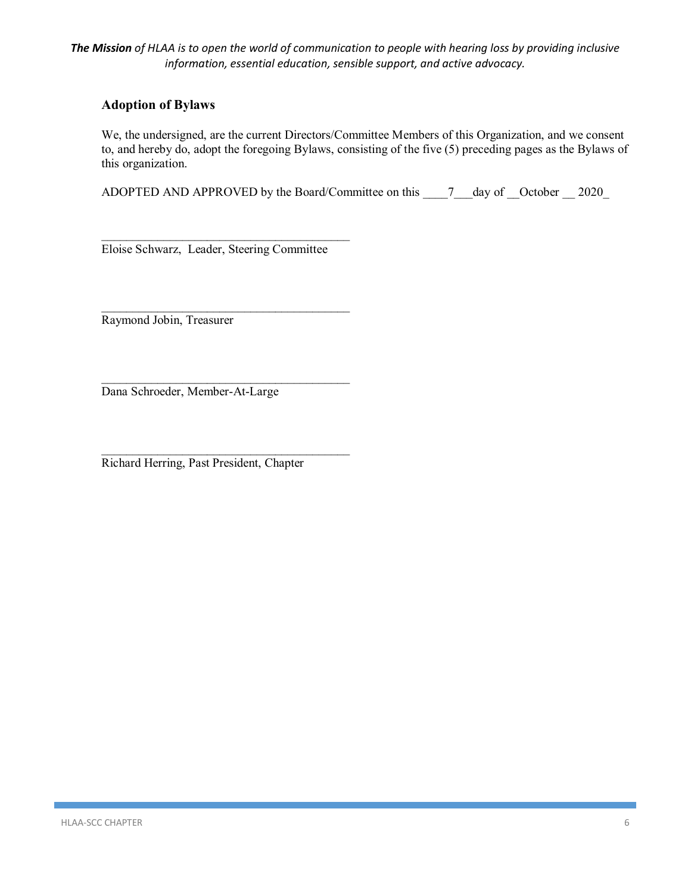*__The Mission__ of HLAA is to open the world of communication to people with hearing loss by providing inclusive information, essential education, sensible support, and active advocacy.*

## Adoption of Bylaws

We, the undersigned, are the current Directors/Committee Members of this Organization, and we consent to, and hereby do, adopt the foregoing Bylaws, consisting of the five (5) preceding pages as the Bylaws of this organization.

ADOPTED AND APPROVED by the Board/Committee on this ____7___day of __October __ 2020_

________________________________________
Eloise Schwarz, Leader, Steering Committee

________________________________________
Raymond Jobin, Treasurer

________________________________________
Dana Schroeder, Member-At-Large

________________________________________
Richard Herring, Past President, Chapter